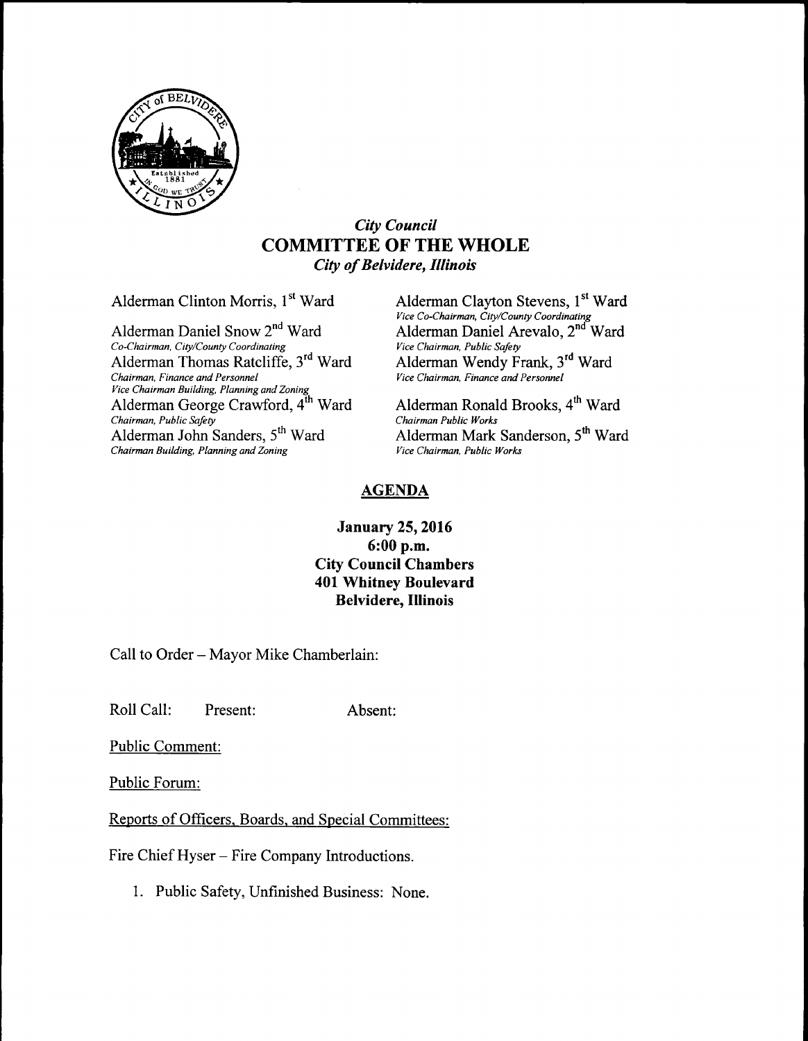# *City Council*
# COMMITTEE OF THE WHOLE
## *City of Belvidere, Illinois*

Alderman Clinton Morris, 1st Ward

Alderman Clayton Stevens, 1st Ward
*Vice Co-Chairman, City/County Coordinating*

Alderman Daniel Snow 2nd Ward
*Co-Chairman, City/County Coordinating*

Alderman Daniel Arevalo, 2nd Ward
*Vice Chairman, Public Safety*

Alderman Thomas Ratcliffe, 3rd Ward
*Chairman, Finance and Personnel*
*Vice Chairman Building, Planning and Zoning*

Alderman Wendy Frank, 3rd Ward
*Vice Chairman, Finance and Personnel*

Alderman George Crawford, 4th Ward
*Chairman, Public Safety*

Alderman Ronald Brooks, 4th Ward
*Chairman Public Works*

Alderman John Sanders, 5th Ward
*Chairman Building, Planning and Zoning*

Alderman Mark Sanderson, 5th Ward
*Vice Chairman, Public Works*

## AGENDA

**January 25, 2016**
**6:00 p.m.**
**City Council Chambers**
**401 Whitney Boulevard**
**Belvidere, Illinois**

Call to Order – Mayor Mike Chamberlain:

Roll Call: Present: Absent:

Public Comment:

Public Forum:

Reports of Officers, Boards, and Special Committees:

Fire Chief Hyser – Fire Company Introductions.

1. Public Safety, Unfinished Business: None.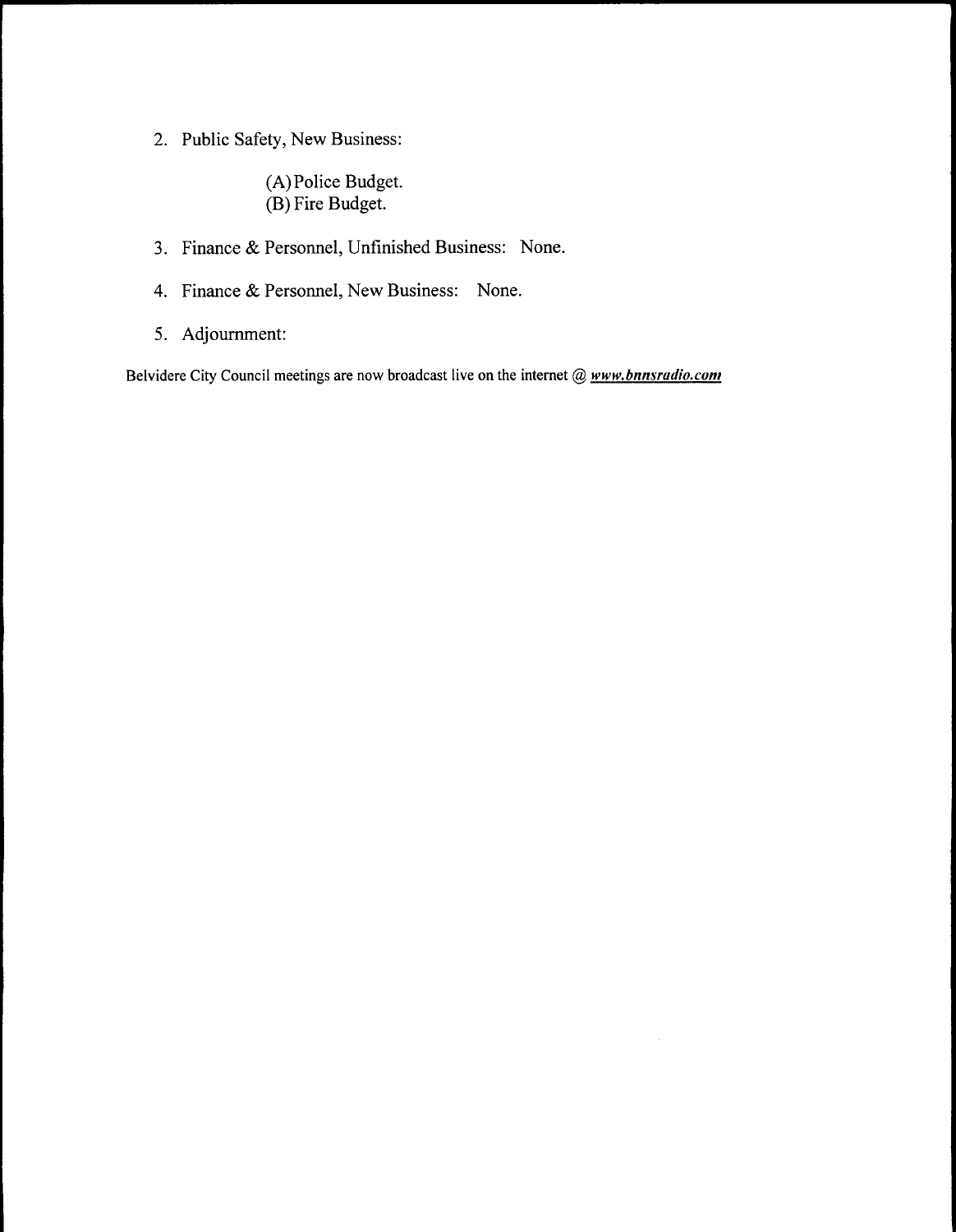2. Public Safety, New Business:

   (A) Police Budget.
   (B) Fire Budget.

3. Finance & Personnel, Unfinished Business: None.

4. Finance & Personnel, New Business: None.

5. Adjournment:

Belvidere City Council meetings are now broadcast live on the internet @ ***www.bnnsradio.com***